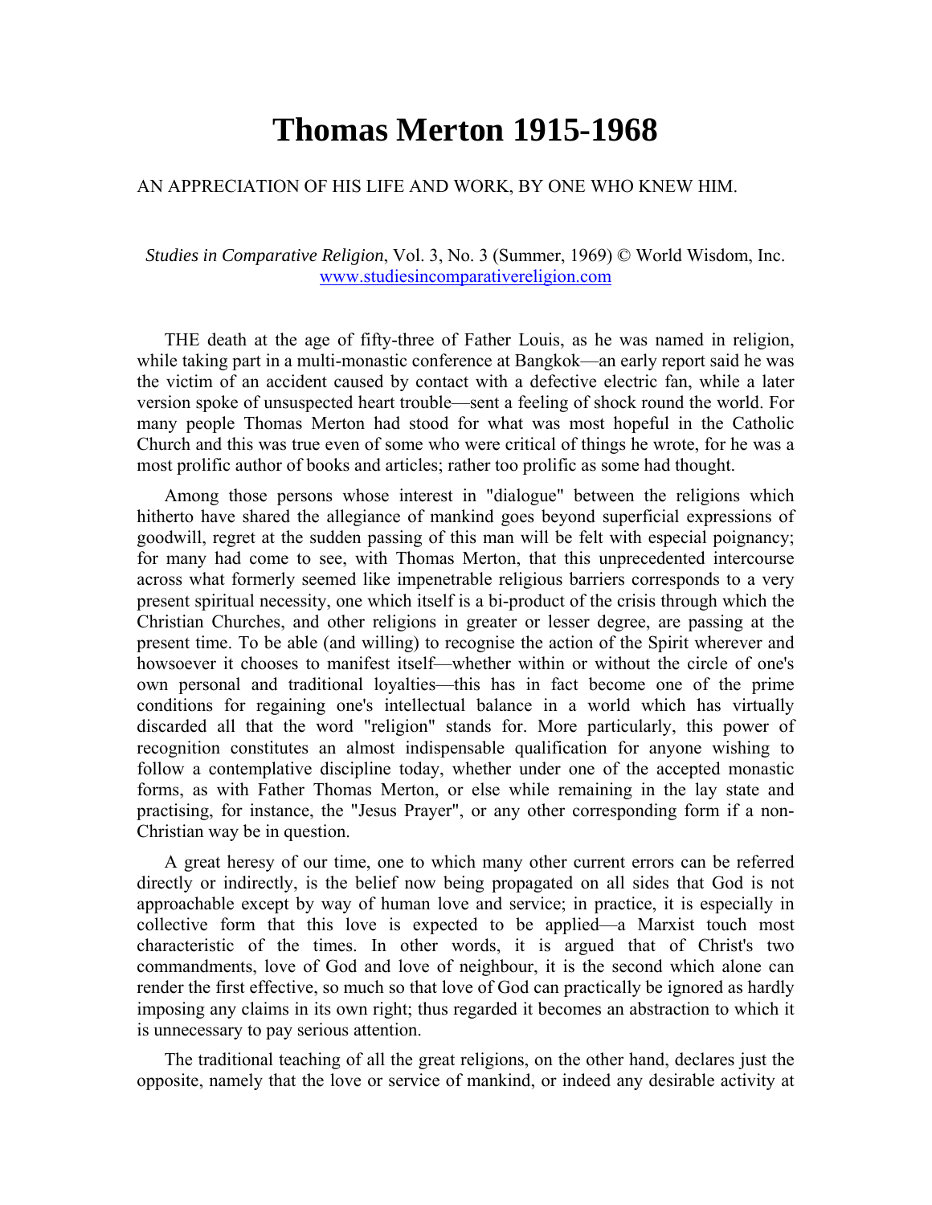# Thomas Merton 1915-1968

AN APPRECIATION OF HIS LIFE AND WORK, BY ONE WHO KNEW HIM.

*Studies in Comparative Religion*, Vol. 3, No. 3 (Summer, 1969) © World Wisdom, Inc.
www.studiesincomparativereligion.com

THE death at the age of fifty-three of Father Louis, as he was named in religion, while taking part in a multi-monastic conference at Bangkok—an early report said he was the victim of an accident caused by contact with a defective electric fan, while a later version spoke of unsuspected heart trouble—sent a feeling of shock round the world. For many people Thomas Merton had stood for what was most hopeful in the Catholic Church and this was true even of some who were critical of things he wrote, for he was a most prolific author of books and articles; rather too prolific as some had thought.

Among those persons whose interest in "dialogue" between the religions which hitherto have shared the allegiance of mankind goes beyond superficial expressions of goodwill, regret at the sudden passing of this man will be felt with especial poignancy; for many had come to see, with Thomas Merton, that this unprecedented intercourse across what formerly seemed like impenetrable religious barriers corresponds to a very present spiritual necessity, one which itself is a bi-product of the crisis through which the Christian Churches, and other religions in greater or lesser degree, are passing at the present time. To be able (and willing) to recognise the action of the Spirit wherever and howsoever it chooses to manifest itself—whether within or without the circle of one's own personal and traditional loyalties—this has in fact become one of the prime conditions for regaining one's intellectual balance in a world which has virtually discarded all that the word "religion" stands for. More particularly, this power of recognition constitutes an almost indispensable qualification for anyone wishing to follow a contemplative discipline today, whether under one of the accepted monastic forms, as with Father Thomas Merton, or else while remaining in the lay state and practising, for instance, the "Jesus Prayer", or any other corresponding form if a non-Christian way be in question.

A great heresy of our time, one to which many other current errors can be referred directly or indirectly, is the belief now being propagated on all sides that God is not approachable except by way of human love and service; in practice, it is especially in collective form that this love is expected to be applied—a Marxist touch most characteristic of the times. In other words, it is argued that of Christ's two commandments, love of God and love of neighbour, it is the second which alone can render the first effective, so much so that love of God can practically be ignored as hardly imposing any claims in its own right; thus regarded it becomes an abstraction to which it is unnecessary to pay serious attention.

The traditional teaching of all the great religions, on the other hand, declares just the opposite, namely that the love or service of mankind, or indeed any desirable activity at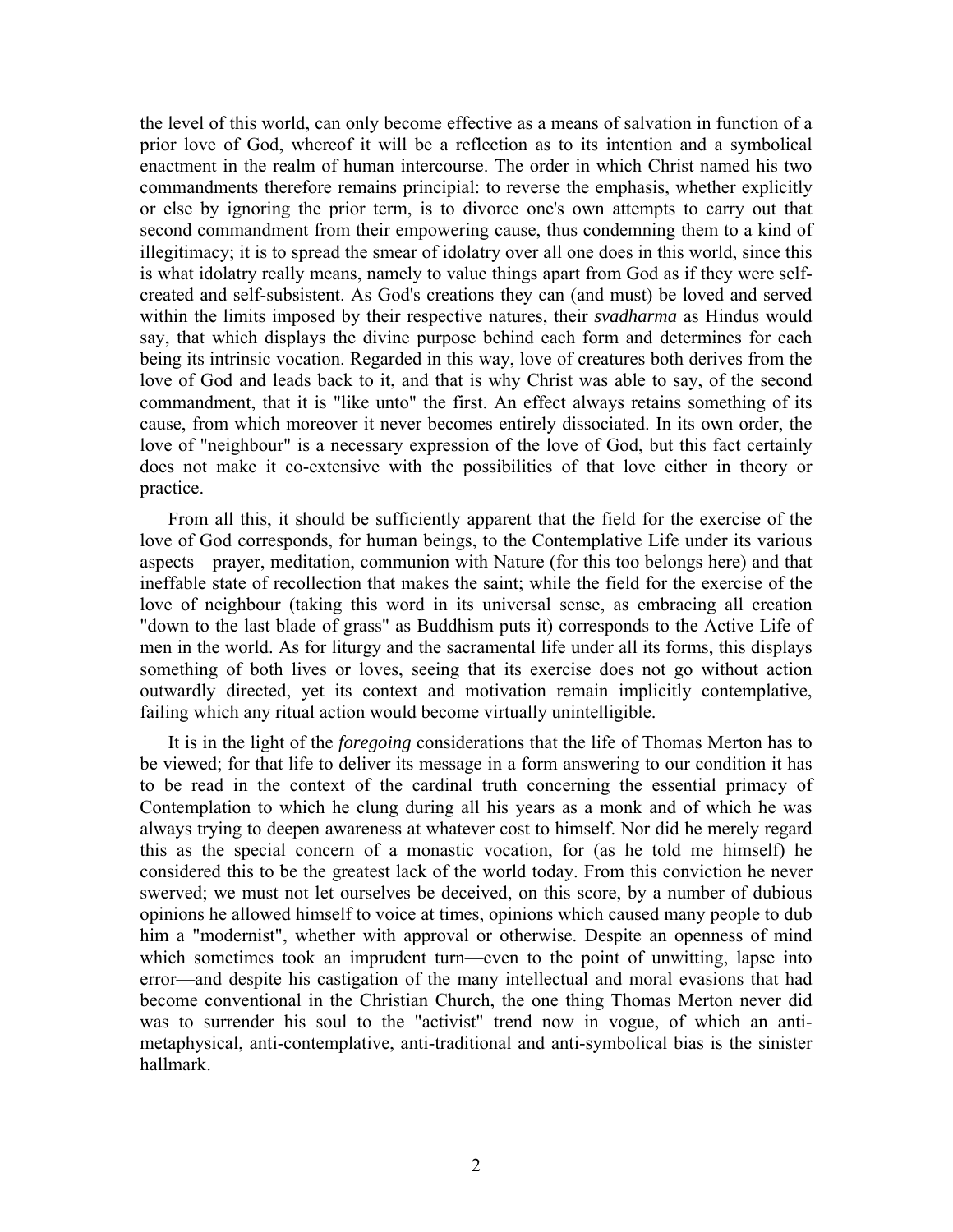the level of this world, can only become effective as a means of salvation in function of a prior love of God, whereof it will be a reflection as to its intention and a symbolical enactment in the realm of human intercourse. The order in which Christ named his two commandments therefore remains principial: to reverse the emphasis, whether explicitly or else by ignoring the prior term, is to divorce one's own attempts to carry out that second commandment from their empowering cause, thus condemning them to a kind of illegitimacy; it is to spread the smear of idolatry over all one does in this world, since this is what idolatry really means, namely to value things apart from God as if they were self-created and self-subsistent. As God's creations they can (and must) be loved and served within the limits imposed by their respective natures, their *svadharma* as Hindus would say, that which displays the divine purpose behind each form and determines for each being its intrinsic vocation. Regarded in this way, love of creatures both derives from the love of God and leads back to it, and that is why Christ was able to say, of the second commandment, that it is "like unto" the first. An effect always retains something of its cause, from which moreover it never becomes entirely dissociated. In its own order, the love of "neighbour" is a necessary expression of the love of God, but this fact certainly does not make it co-extensive with the possibilities of that love either in theory or practice.

From all this, it should be sufficiently apparent that the field for the exercise of the love of God corresponds, for human beings, to the Contemplative Life under its various aspects—prayer, meditation, communion with Nature (for this too belongs here) and that ineffable state of recollection that makes the saint; while the field for the exercise of the love of neighbour (taking this word in its universal sense, as embracing all creation "down to the last blade of grass" as Buddhism puts it) corresponds to the Active Life of men in the world. As for liturgy and the sacramental life under all its forms, this displays something of both lives or loves, seeing that its exercise does not go without action outwardly directed, yet its context and motivation remain implicitly contemplative, failing which any ritual action would become virtually unintelligible.

It is in the light of the *foregoing* considerations that the life of Thomas Merton has to be viewed; for that life to deliver its message in a form answering to our condition it has to be read in the context of the cardinal truth concerning the essential primacy of Contemplation to which he clung during all his years as a monk and of which he was always trying to deepen awareness at whatever cost to himself. Nor did he merely regard this as the special concern of a monastic vocation, for (as he told me himself) he considered this to be the greatest lack of the world today. From this conviction he never swerved; we must not let ourselves be deceived, on this score, by a number of dubious opinions he allowed himself to voice at times, opinions which caused many people to dub him a "modernist", whether with approval or otherwise. Despite an openness of mind which sometimes took an imprudent turn—even to the point of unwitting, lapse into error—and despite his castigation of the many intellectual and moral evasions that had become conventional in the Christian Church, the one thing Thomas Merton never did was to surrender his soul to the "activist" trend now in vogue, of which an anti-metaphysical, anti-contemplative, anti-traditional and anti-symbolical bias is the sinister hallmark.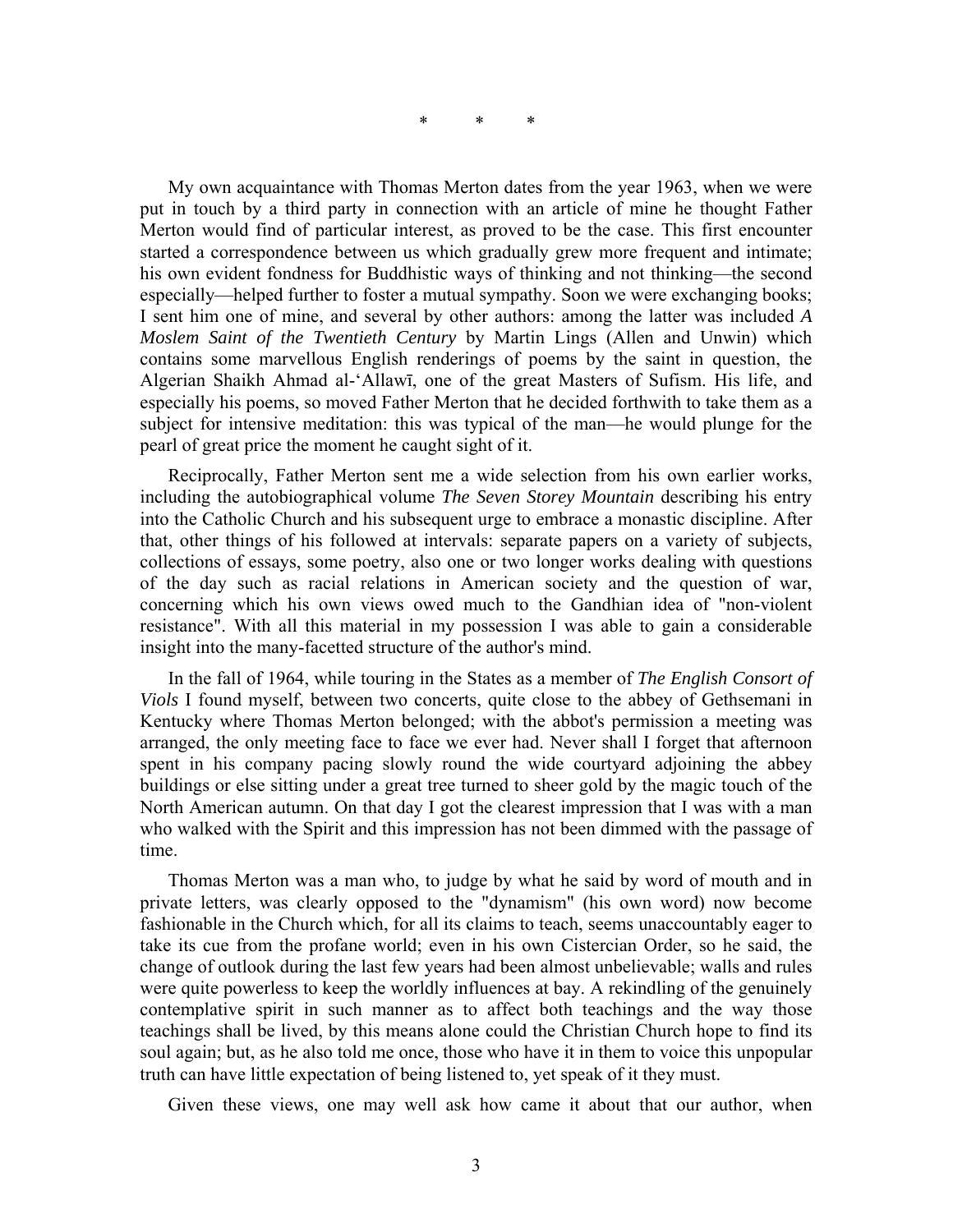\*          \*          \*

My own acquaintance with Thomas Merton dates from the year 1963, when we were put in touch by a third party in connection with an article of mine he thought Father Merton would find of particular interest, as proved to be the case. This first encounter started a correspondence between us which gradually grew more frequent and intimate; his own evident fondness for Buddhistic ways of thinking and not thinking—the second especially—helped further to foster a mutual sympathy. Soon we were exchanging books; I sent him one of mine, and several by other authors: among the latter was included *A Moslem Saint of the Twentieth Century* by Martin Lings (Allen and Unwin) which contains some marvellous English renderings of poems by the saint in question, the Algerian Shaikh Ahmad al-ʻAllawī, one of the great Masters of Sufism. His life, and especially his poems, so moved Father Merton that he decided forthwith to take them as a subject for intensive meditation: this was typical of the man—he would plunge for the pearl of great price the moment he caught sight of it.

Reciprocally, Father Merton sent me a wide selection from his own earlier works, including the autobiographical volume *The Seven Storey Mountain* describing his entry into the Catholic Church and his subsequent urge to embrace a monastic discipline. After that, other things of his followed at intervals: separate papers on a variety of subjects, collections of essays, some poetry, also one or two longer works dealing with questions of the day such as racial relations in American society and the question of war, concerning which his own views owed much to the Gandhian idea of "non-violent resistance". With all this material in my possession I was able to gain a considerable insight into the many-facetted structure of the author's mind.

In the fall of 1964, while touring in the States as a member of *The English Consort of Viols* I found myself, between two concerts, quite close to the abbey of Gethsemani in Kentucky where Thomas Merton belonged; with the abbot's permission a meeting was arranged, the only meeting face to face we ever had. Never shall I forget that afternoon spent in his company pacing slowly round the wide courtyard adjoining the abbey buildings or else sitting under a great tree turned to sheer gold by the magic touch of the North American autumn. On that day I got the clearest impression that I was with a man who walked with the Spirit and this impression has not been dimmed with the passage of time.

Thomas Merton was a man who, to judge by what he said by word of mouth and in private letters, was clearly opposed to the "dynamism" (his own word) now become fashionable in the Church which, for all its claims to teach, seems unaccountably eager to take its cue from the profane world; even in his own Cistercian Order, so he said, the change of outlook during the last few years had been almost unbelievable; walls and rules were quite powerless to keep the worldly influences at bay. A rekindling of the genuinely contemplative spirit in such manner as to affect both teachings and the way those teachings shall be lived, by this means alone could the Christian Church hope to find its soul again; but, as he also told me once, those who have it in them to voice this unpopular truth can have little expectation of being listened to, yet speak of it they must.

Given these views, one may well ask how came it about that our author, when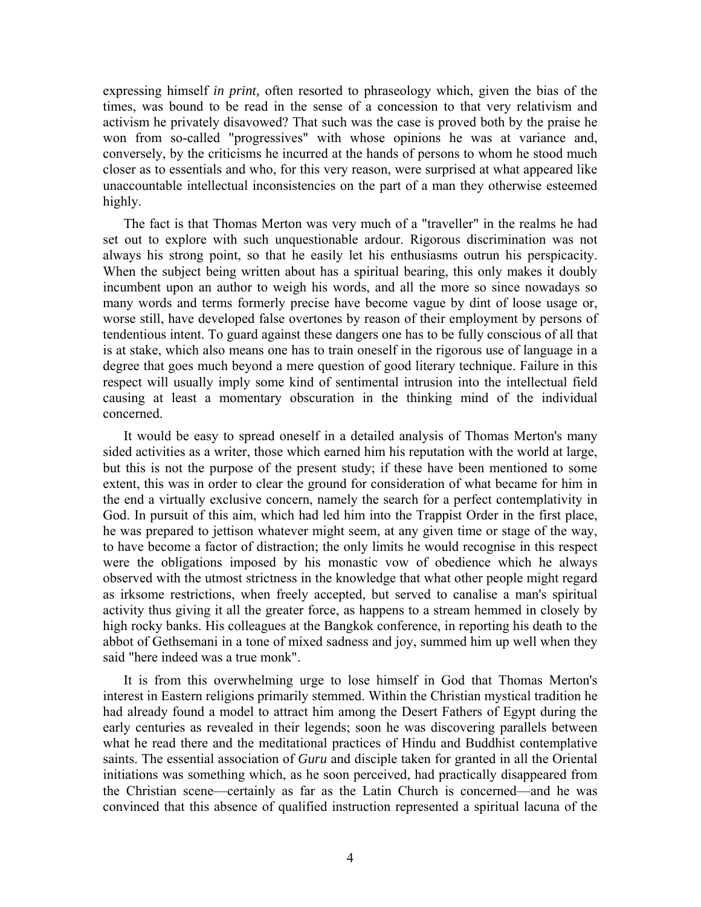expressing himself *in print,* often resorted to phraseology which, given the bias of the times, was bound to be read in the sense of a concession to that very relativism and activism he privately disavowed? That such was the case is proved both by the praise he won from so-called "progressives" with whose opinions he was at variance and, conversely, by the criticisms he incurred at the hands of persons to whom he stood much closer as to essentials and who, for this very reason, were surprised at what appeared like unaccountable intellectual inconsistencies on the part of a man they otherwise esteemed highly.

The fact is that Thomas Merton was very much of a "traveller" in the realms he had set out to explore with such unquestionable ardour. Rigorous discrimination was not always his strong point, so that he easily let his enthusiasms outrun his perspicacity. When the subject being written about has a spiritual bearing, this only makes it doubly incumbent upon an author to weigh his words, and all the more so since nowadays so many words and terms formerly precise have become vague by dint of loose usage or, worse still, have developed false overtones by reason of their employment by persons of tendentious intent. To guard against these dangers one has to be fully conscious of all that is at stake, which also means one has to train oneself in the rigorous use of language in a degree that goes much beyond a mere question of good literary technique. Failure in this respect will usually imply some kind of sentimental intrusion into the intellectual field causing at least a momentary obscuration in the thinking mind of the individual concerned.

It would be easy to spread oneself in a detailed analysis of Thomas Merton's many sided activities as a writer, those which earned him his reputation with the world at large, but this is not the purpose of the present study; if these have been mentioned to some extent, this was in order to clear the ground for consideration of what became for him in the end a virtually exclusive concern, namely the search for a perfect contemplativity in God. In pursuit of this aim, which had led him into the Trappist Order in the first place, he was prepared to jettison whatever might seem, at any given time or stage of the way, to have become a factor of distraction; the only limits he would recognise in this respect were the obligations imposed by his monastic vow of obedience which he always observed with the utmost strictness in the knowledge that what other people might regard as irksome restrictions, when freely accepted, but served to canalise a man's spiritual activity thus giving it all the greater force, as happens to a stream hemmed in closely by high rocky banks. His colleagues at the Bangkok conference, in reporting his death to the abbot of Gethsemani in a tone of mixed sadness and joy, summed him up well when they said "here indeed was a true monk".

It is from this overwhelming urge to lose himself in God that Thomas Merton's interest in Eastern religions primarily stemmed. Within the Christian mystical tradition he had already found a model to attract him among the Desert Fathers of Egypt during the early centuries as revealed in their legends; soon he was discovering parallels between what he read there and the meditational practices of Hindu and Buddhist contemplative saints. The essential association of *Guru* and disciple taken for granted in all the Oriental initiations was something which, as he soon perceived, had practically disappeared from the Christian scene—certainly as far as the Latin Church is concerned—and he was convinced that this absence of qualified instruction represented a spiritual lacuna of the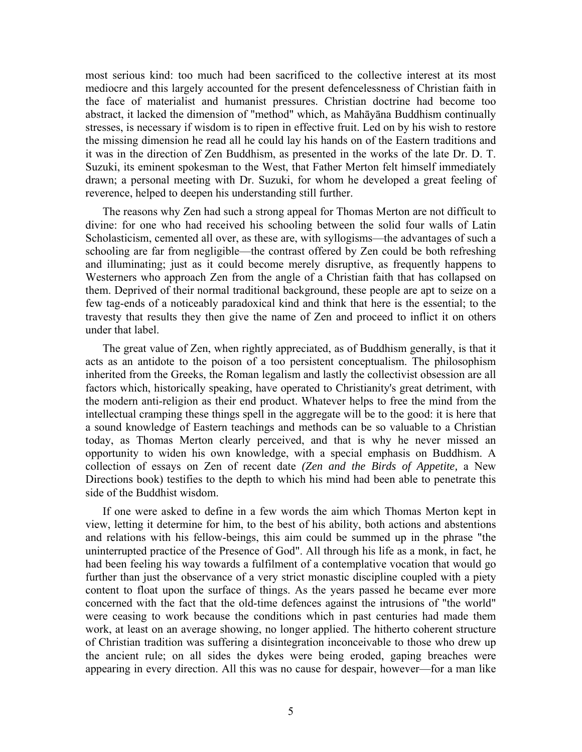most serious kind: too much had been sacrificed to the collective interest at its most mediocre and this largely accounted for the present defencelessness of Christian faith in the face of materialist and humanist pressures. Christian doctrine had become too abstract, it lacked the dimension of "method" which, as Mahāyāna Buddhism continually stresses, is necessary if wisdom is to ripen in effective fruit. Led on by his wish to restore the missing dimension he read all he could lay his hands on of the Eastern traditions and it was in the direction of Zen Buddhism, as presented in the works of the late Dr. D. T. Suzuki, its eminent spokesman to the West, that Father Merton felt himself immediately drawn; a personal meeting with Dr. Suzuki, for whom he developed a great feeling of reverence, helped to deepen his understanding still further.

The reasons why Zen had such a strong appeal for Thomas Merton are not difficult to divine: for one who had received his schooling between the solid four walls of Latin Scholasticism, cemented all over, as these are, with syllogisms—the advantages of such a schooling are far from negligible—the contrast offered by Zen could be both refreshing and illuminating; just as it could become merely disruptive, as frequently happens to Westerners who approach Zen from the angle of a Christian faith that has collapsed on them. Deprived of their normal traditional background, these people are apt to seize on a few tag-ends of a noticeably paradoxical kind and think that here is the essential; to the travesty that results they then give the name of Zen and proceed to inflict it on others under that label.

The great value of Zen, when rightly appreciated, as of Buddhism generally, is that it acts as an antidote to the poison of a too persistent conceptualism. The philosophism inherited from the Greeks, the Roman legalism and lastly the collectivist obsession are all factors which, historically speaking, have operated to Christianity's great detriment, with the modern anti-religion as their end product. Whatever helps to free the mind from the intellectual cramping these things spell in the aggregate will be to the good: it is here that a sound knowledge of Eastern teachings and methods can be so valuable to a Christian today, as Thomas Merton clearly perceived, and that is why he never missed an opportunity to widen his own knowledge, with a special emphasis on Buddhism. A collection of essays on Zen of recent date *(Zen and the Birds of Appetite,* a New Directions book) testifies to the depth to which his mind had been able to penetrate this side of the Buddhist wisdom.

If one were asked to define in a few words the aim which Thomas Merton kept in view, letting it determine for him, to the best of his ability, both actions and abstentions and relations with his fellow-beings, this aim could be summed up in the phrase "the uninterrupted practice of the Presence of God". All through his life as a monk, in fact, he had been feeling his way towards a fulfilment of a contemplative vocation that would go further than just the observance of a very strict monastic discipline coupled with a piety content to float upon the surface of things. As the years passed he became ever more concerned with the fact that the old-time defences against the intrusions of "the world" were ceasing to work because the conditions which in past centuries had made them work, at least on an average showing, no longer applied. The hitherto coherent structure of Christian tradition was suffering a disintegration inconceivable to those who drew up the ancient rule; on all sides the dykes were being eroded, gaping breaches were appearing in every direction. All this was no cause for despair, however—for a man like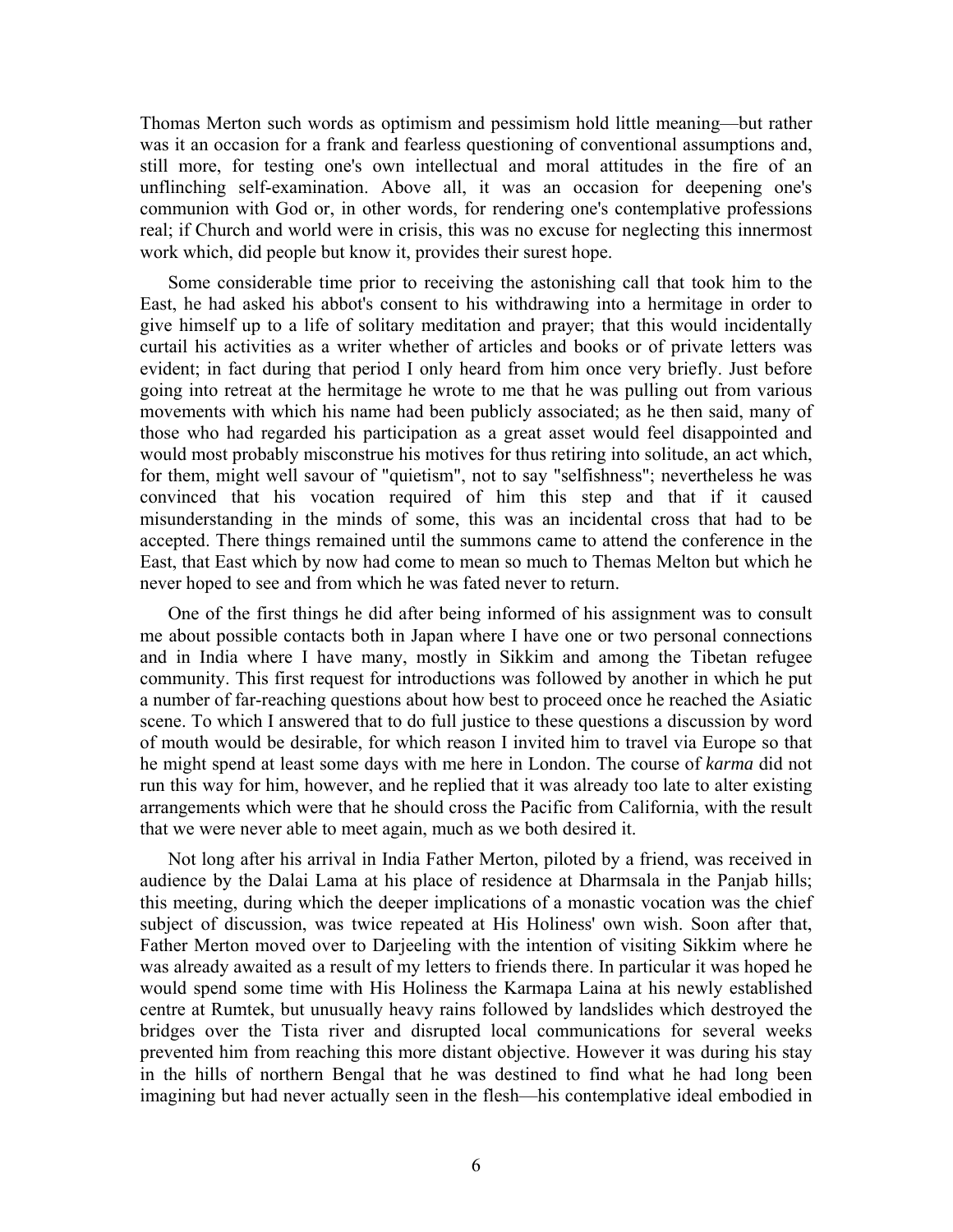Thomas Merton such words as optimism and pessimism hold little meaning—but rather was it an occasion for a frank and fearless questioning of conventional assumptions and, still more, for testing one's own intellectual and moral attitudes in the fire of an unflinching self-examination. Above all, it was an occasion for deepening one's communion with God or, in other words, for rendering one's contemplative professions real; if Church and world were in crisis, this was no excuse for neglecting this innermost work which, did people but know it, provides their surest hope.

Some considerable time prior to receiving the astonishing call that took him to the East, he had asked his abbot's consent to his withdrawing into a hermitage in order to give himself up to a life of solitary meditation and prayer; that this would incidentally curtail his activities as a writer whether of articles and books or of private letters was evident; in fact during that period I only heard from him once very briefly. Just before going into retreat at the hermitage he wrote to me that he was pulling out from various movements with which his name had been publicly associated; as he then said, many of those who had regarded his participation as a great asset would feel disappointed and would most probably misconstrue his motives for thus retiring into solitude, an act which, for them, might well savour of "quietism", not to say "selfishness"; nevertheless he was convinced that his vocation required of him this step and that if it caused misunderstanding in the minds of some, this was an incidental cross that had to be accepted. There things remained until the summons came to attend the conference in the East, that East which by now had come to mean so much to Thomas Melton but which he never hoped to see and from which he was fated never to return.

One of the first things he did after being informed of his assignment was to consult me about possible contacts both in Japan where I have one or two personal connections and in India where I have many, mostly in Sikkim and among the Tibetan refugee community. This first request for introductions was followed by another in which he put a number of far-reaching questions about how best to proceed once he reached the Asiatic scene. To which I answered that to do full justice to these questions a discussion by word of mouth would be desirable, for which reason I invited him to travel via Europe so that he might spend at least some days with me here in London. The course of *karma* did not run this way for him, however, and he replied that it was already too late to alter existing arrangements which were that he should cross the Pacific from California, with the result that we were never able to meet again, much as we both desired it.

Not long after his arrival in India Father Merton, piloted by a friend, was received in audience by the Dalai Lama at his place of residence at Dharmsala in the Panjab hills; this meeting, during which the deeper implications of a monastic vocation was the chief subject of discussion, was twice repeated at His Holiness' own wish. Soon after that, Father Merton moved over to Darjeeling with the intention of visiting Sikkim where he was already awaited as a result of my letters to friends there. In particular it was hoped he would spend some time with His Holiness the Karmapa Laina at his newly established centre at Rumtek, but unusually heavy rains followed by landslides which destroyed the bridges over the Tista river and disrupted local communications for several weeks prevented him from reaching this more distant objective. However it was during his stay in the hills of northern Bengal that he was destined to find what he had long been imagining but had never actually seen in the flesh—his contemplative ideal embodied in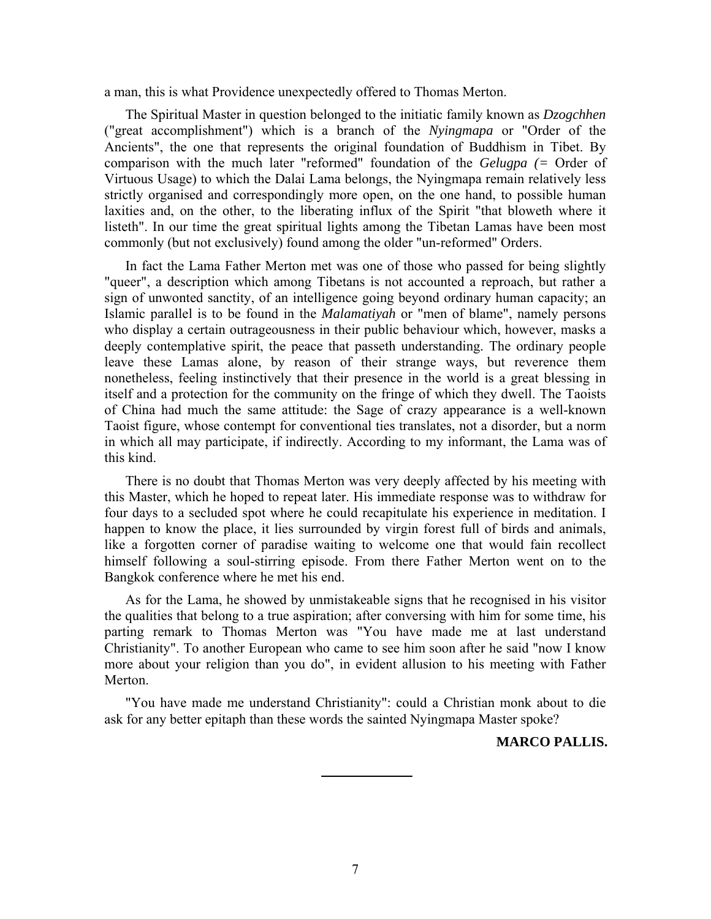a man, this is what Providence unexpectedly offered to Thomas Merton.

The Spiritual Master in question belonged to the initiatic family known as *Dzogchhen* ("great accomplishment") which is a branch of the *Nyingmapa* or "Order of the Ancients", the one that represents the original foundation of Buddhism in Tibet. By comparison with the much later "reformed" foundation of the *Gelugpa (*= Order of Virtuous Usage) to which the Dalai Lama belongs, the Nyingmapa remain relatively less strictly organised and correspondingly more open, on the one hand, to possible human laxities and, on the other, to the liberating influx of the Spirit "that bloweth where it listeth". In our time the great spiritual lights among the Tibetan Lamas have been most commonly (but not exclusively) found among the older "un-reformed" Orders.

In fact the Lama Father Merton met was one of those who passed for being slightly "queer", a description which among Tibetans is not accounted a reproach, but rather a sign of unwonted sanctity, of an intelligence going beyond ordinary human capacity; an Islamic parallel is to be found in the *Malamatiyah* or "men of blame", namely persons who display a certain outrageousness in their public behaviour which, however, masks a deeply contemplative spirit, the peace that passeth understanding. The ordinary people leave these Lamas alone, by reason of their strange ways, but reverence them nonetheless, feeling instinctively that their presence in the world is a great blessing in itself and a protection for the community on the fringe of which they dwell. The Taoists of China had much the same attitude: the Sage of crazy appearance is a well-known Taoist figure, whose contempt for conventional ties translates, not a disorder, but a norm in which all may participate, if indirectly. According to my informant, the Lama was of this kind.

There is no doubt that Thomas Merton was very deeply affected by his meeting with this Master, which he hoped to repeat later. His immediate response was to withdraw for four days to a secluded spot where he could recapitulate his experience in meditation. I happen to know the place, it lies surrounded by virgin forest full of birds and animals, like a forgotten corner of paradise waiting to welcome one that would fain recollect himself following a soul-stirring episode. From there Father Merton went on to the Bangkok conference where he met his end.

As for the Lama, he showed by unmistakeable signs that he recognised in his visitor the qualities that belong to a true aspiration; after conversing with him for some time, his parting remark to Thomas Merton was "You have made me at last understand Christianity". To another European who came to see him soon after he said "now I know more about your religion than you do", in evident allusion to his meeting with Father Merton.

"You have made me understand Christianity": could a Christian monk about to die ask for any better epitaph than these words the sainted Nyingmapa Master spoke?

**MARCO PALLIS.**

---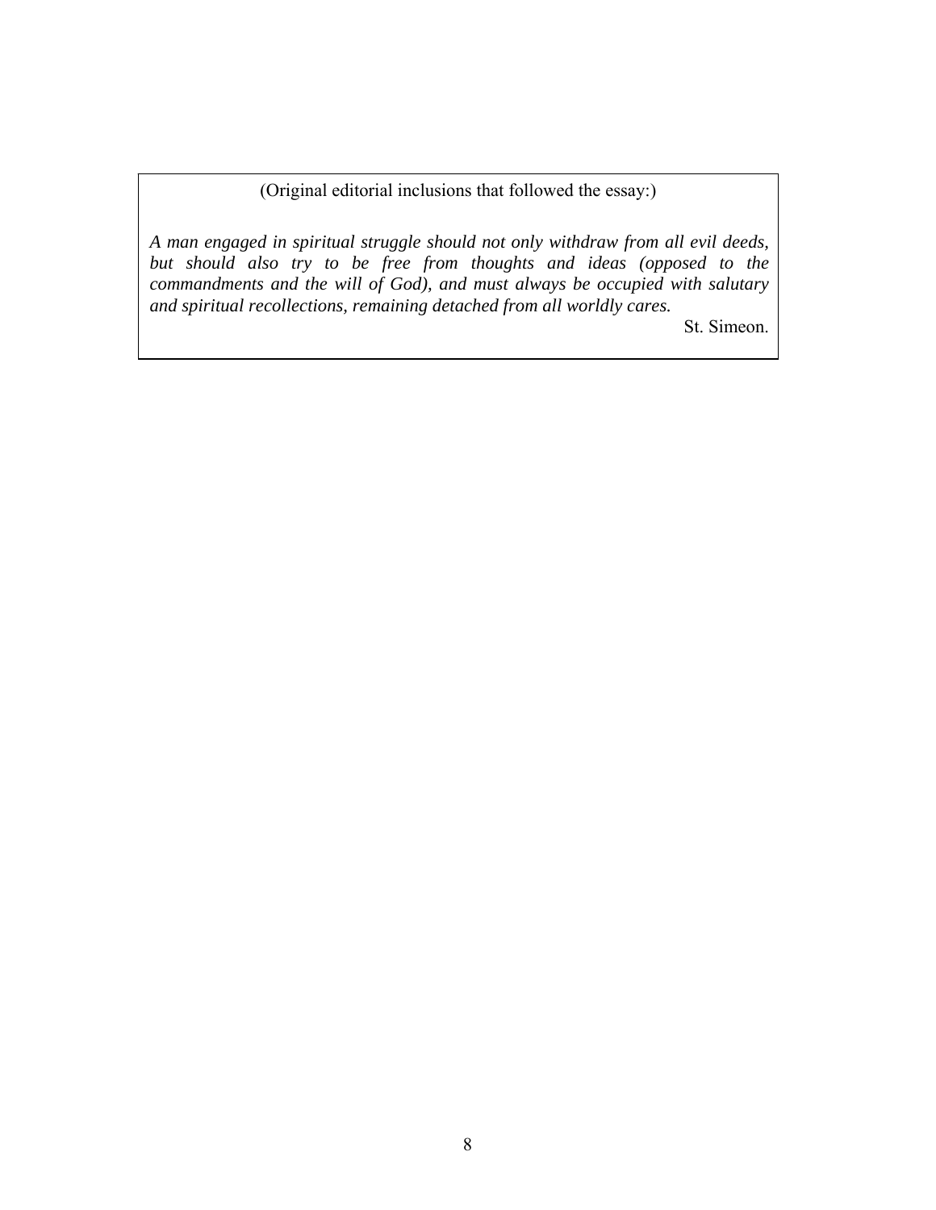(Original editorial inclusions that followed the essay:)

*A man engaged in spiritual struggle should not only withdraw from all evil deeds, but should also try to be free from thoughts and ideas (opposed to the commandments and the will of God), and must always be occupied with salutary and spiritual recollections, remaining detached from all worldly cares.*

St. Simeon.